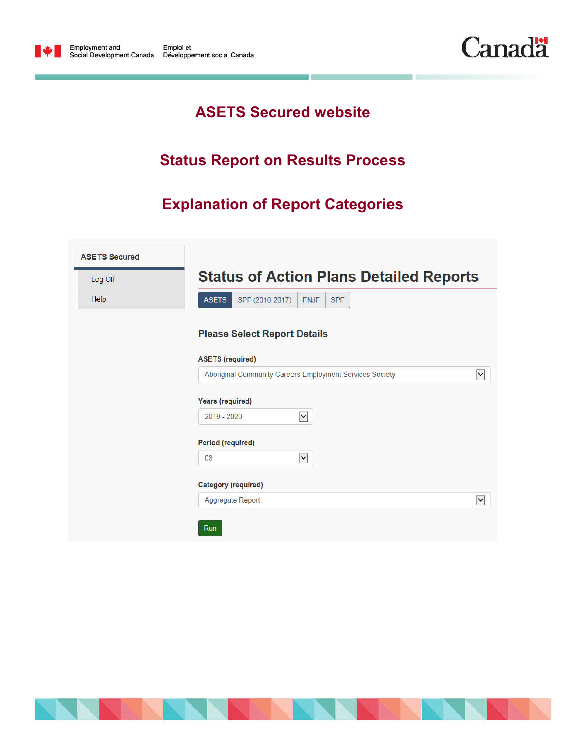Employment and Social Development Canada | Emploi et Développement social Canada

# ASETS Secured website

# Status Report on Results Process

# Explanation of Report Categories

**ASETS Secured**

- Log Off
- Help

## Status of Action Plans Detailed Reports

ASETS | SPF (2010-2017) | FNJF | SPF

### Please Select Report Details

**ASETS (required)**

Aboriginal Community Careers Employment Services Society

**Years (required)**

2019 - 2020

**Period (required)**

03

**Category (required)**

Aggregate Report

Run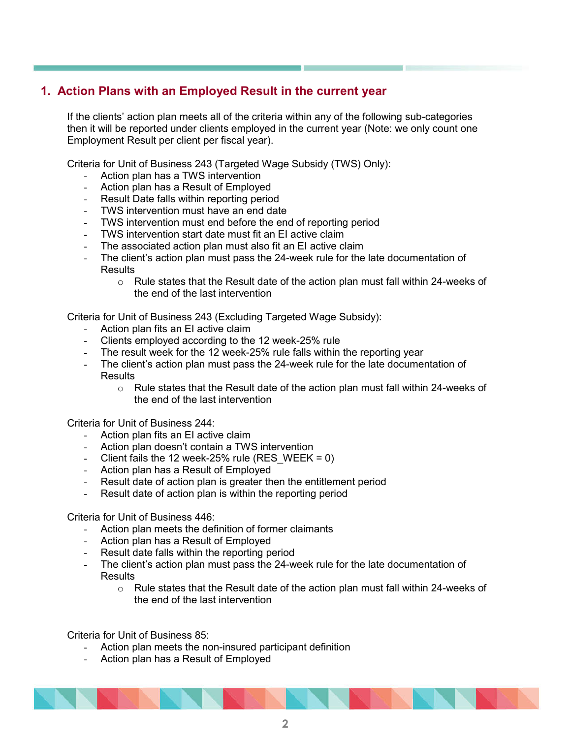## 1. Action Plans with an Employed Result in the current year

If the clients' action plan meets all of the criteria within any of the following sub-categories then it will be reported under clients employed in the current year (Note: we only count one Employment Result per client per fiscal year).

Criteria for Unit of Business 243 (Targeted Wage Subsidy (TWS) Only):

- Action plan has a TWS intervention
- Action plan has a Result of Employed
- Result Date falls within reporting period
- TWS intervention must have an end date
- TWS intervention must end before the end of reporting period
- TWS intervention start date must fit an EI active claim
- The associated action plan must also fit an EI active claim
- The client's action plan must pass the 24-week rule for the late documentation of Results
    - Rule states that the Result date of the action plan must fall within 24-weeks of the end of the last intervention

Criteria for Unit of Business 243 (Excluding Targeted Wage Subsidy):

- Action plan fits an EI active claim
- Clients employed according to the 12 week-25% rule
- The result week for the 12 week-25% rule falls within the reporting year
- The client's action plan must pass the 24-week rule for the late documentation of Results
    - Rule states that the Result date of the action plan must fall within 24-weeks of the end of the last intervention

Criteria for Unit of Business 244:

- Action plan fits an EI active claim
- Action plan doesn't contain a TWS intervention
- Client fails the 12 week-25% rule (RES_WEEK = 0)
- Action plan has a Result of Employed
- Result date of action plan is greater then the entitlement period
- Result date of action plan is within the reporting period

Criteria for Unit of Business 446:

- Action plan meets the definition of former claimants
- Action plan has a Result of Employed
- Result date falls within the reporting period
- The client's action plan must pass the 24-week rule for the late documentation of Results
    - Rule states that the Result date of the action plan must fall within 24-weeks of the end of the last intervention

Criteria for Unit of Business 85:

- Action plan meets the non-insured participant definition
- Action plan has a Result of Employed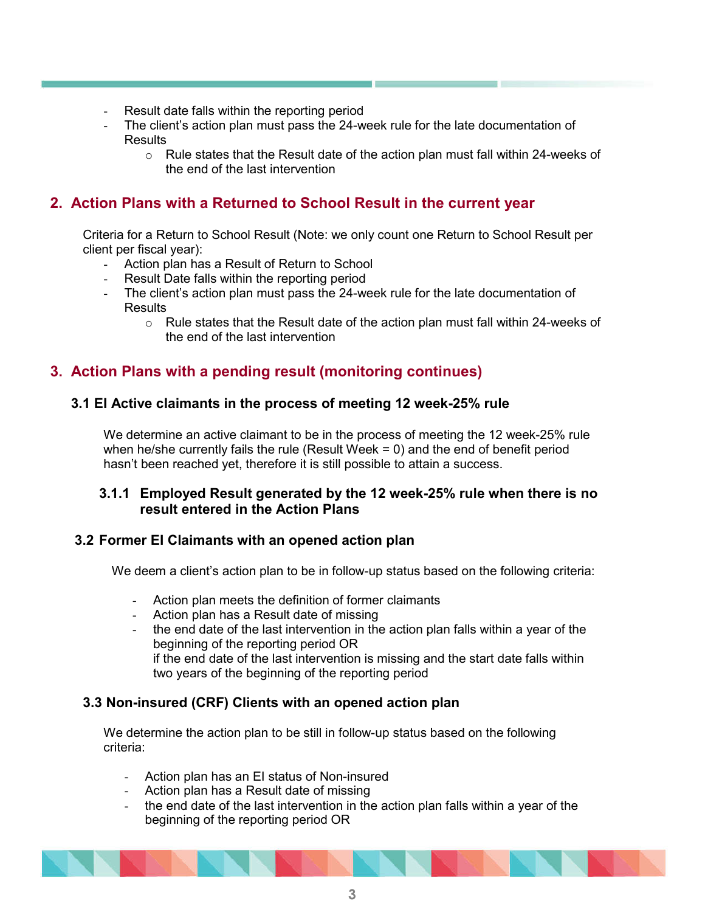- Result date falls within the reporting period
- The client's action plan must pass the 24-week rule for the late documentation of Results
  - Rule states that the Result date of the action plan must fall within 24-weeks of the end of the last intervention

## 2. Action Plans with a Returned to School Result in the current year

Criteria for a Return to School Result (Note: we only count one Return to School Result per client per fiscal year):

- Action plan has a Result of Return to School
- Result Date falls within the reporting period
- The client's action plan must pass the 24-week rule for the late documentation of Results
  - Rule states that the Result date of the action plan must fall within 24-weeks of the end of the last intervention

## 3. Action Plans with a pending result (monitoring continues)

### 3.1 EI Active claimants in the process of meeting 12 week-25% rule

We determine an active claimant to be in the process of meeting the 12 week-25% rule when he/she currently fails the rule (Result Week = 0) and the end of benefit period hasn't been reached yet, therefore it is still possible to attain a success.

#### 3.1.1 Employed Result generated by the 12 week-25% rule when there is no result entered in the Action Plans

### 3.2 Former EI Claimants with an opened action plan

We deem a client's action plan to be in follow-up status based on the following criteria:

- Action plan meets the definition of former claimants
- Action plan has a Result date of missing
- the end date of the last intervention in the action plan falls within a year of the beginning of the reporting period OR
  if the end date of the last intervention is missing and the start date falls within two years of the beginning of the reporting period

### 3.3 Non-insured (CRF) Clients with an opened action plan

We determine the action plan to be still in follow-up status based on the following criteria:

- Action plan has an EI status of Non-insured
- Action plan has a Result date of missing
- the end date of the last intervention in the action plan falls within a year of the beginning of the reporting period OR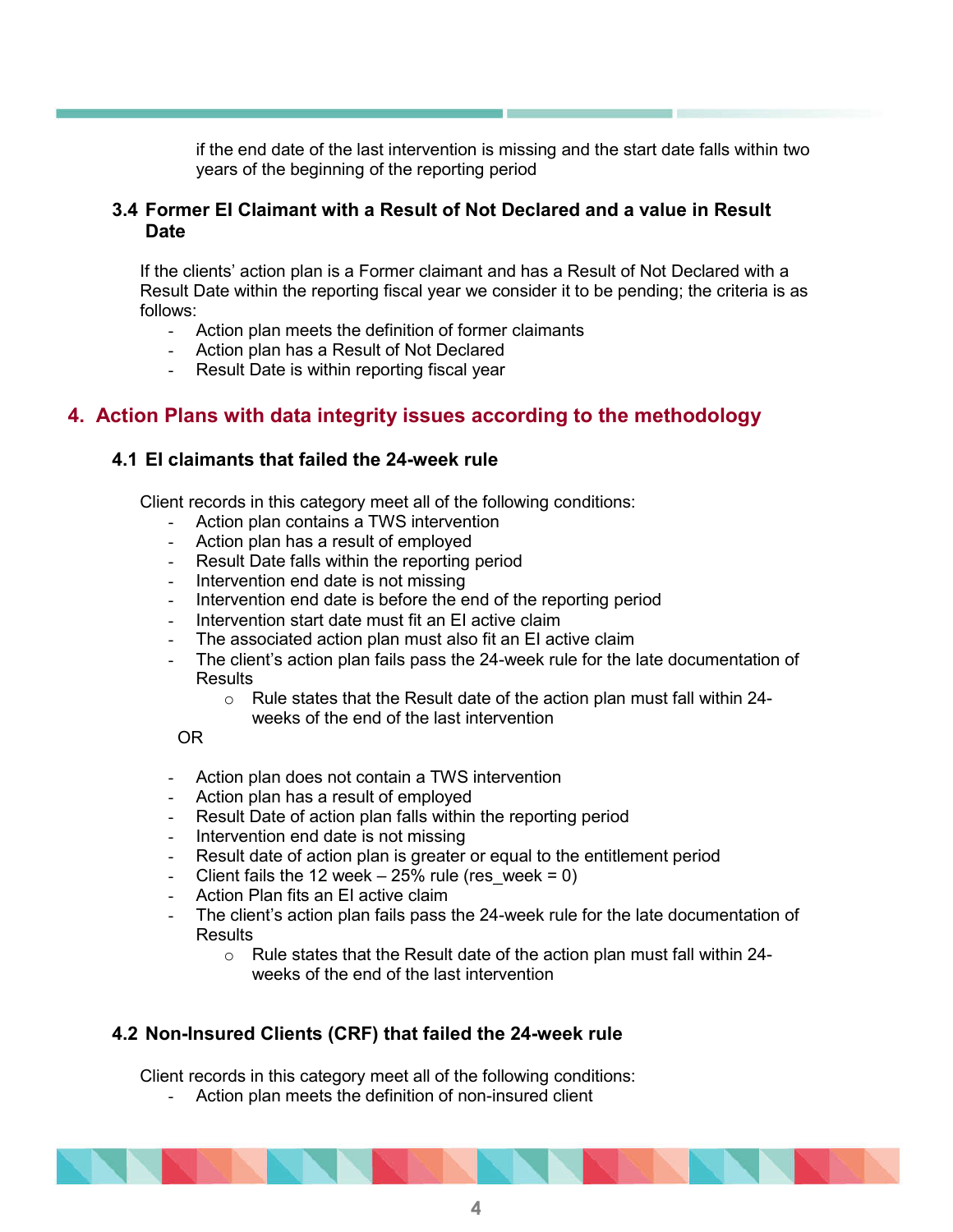if the end date of the last intervention is missing and the start date falls within two years of the beginning of the reporting period

### 3.4 Former EI Claimant with a Result of Not Declared and a value in Result Date

If the clients' action plan is a Former claimant and has a Result of Not Declared with a Result Date within the reporting fiscal year we consider it to be pending; the criteria is as follows:

- Action plan meets the definition of former claimants
- Action plan has a Result of Not Declared
- Result Date is within reporting fiscal year

## 4. Action Plans with data integrity issues according to the methodology

### 4.1 EI claimants that failed the 24-week rule

Client records in this category meet all of the following conditions:

- Action plan contains a TWS intervention
- Action plan has a result of employed
- Result Date falls within the reporting period
- Intervention end date is not missing
- Intervention end date is before the end of the reporting period
- Intervention start date must fit an EI active claim
- The associated action plan must also fit an EI active claim
- The client's action plan fails pass the 24-week rule for the late documentation of Results
  - Rule states that the Result date of the action plan must fall within 24-weeks of the end of the last intervention

OR

- Action plan does not contain a TWS intervention
- Action plan has a result of employed
- Result Date of action plan falls within the reporting period
- Intervention end date is not missing
- Result date of action plan is greater or equal to the entitlement period
- Client fails the 12 week – 25% rule (res_week = 0)
- Action Plan fits an EI active claim
- The client's action plan fails pass the 24-week rule for the late documentation of Results
  - Rule states that the Result date of the action plan must fall within 24-weeks of the end of the last intervention

### 4.2 Non-Insured Clients (CRF) that failed the 24-week rule

Client records in this category meet all of the following conditions:

- Action plan meets the definition of non-insured client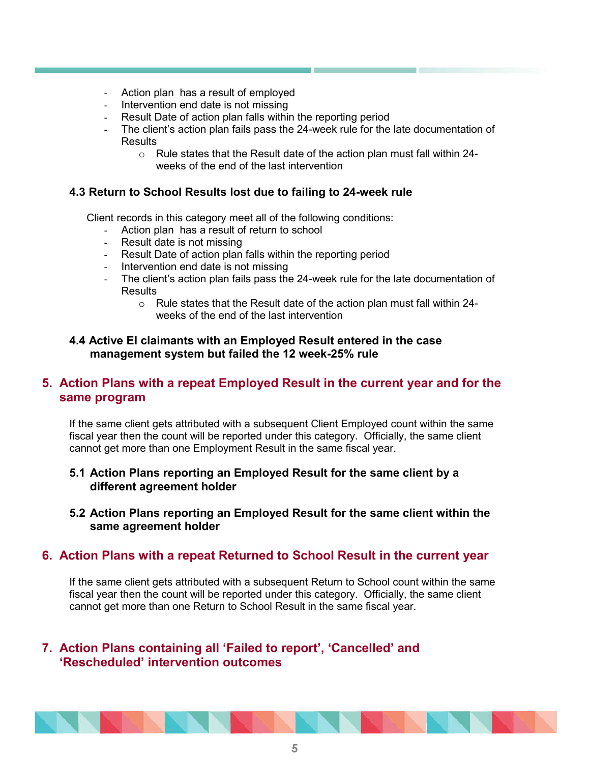- Action plan has a result of employed
- Intervention end date is not missing
- Result Date of action plan falls within the reporting period
- The client's action plan fails pass the 24-week rule for the late documentation of Results
  - Rule states that the Result date of the action plan must fall within 24-weeks of the end of the last intervention

### 4.3 Return to School Results lost due to failing to 24-week rule

Client records in this category meet all of the following conditions:

- Action plan has a result of return to school
- Result date is not missing
- Result Date of action plan falls within the reporting period
- Intervention end date is not missing
- The client's action plan fails pass the 24-week rule for the late documentation of Results
  - Rule states that the Result date of the action plan must fall within 24-weeks of the end of the last intervention

### 4.4 Active EI claimants with an Employed Result entered in the case management system but failed the 12 week-25% rule

## 5. Action Plans with a repeat Employed Result in the current year and for the same program

If the same client gets attributed with a subsequent Client Employed count within the same fiscal year then the count will be reported under this category. Officially, the same client cannot get more than one Employment Result in the same fiscal year.

### 5.1 Action Plans reporting an Employed Result for the same client by a different agreement holder

### 5.2 Action Plans reporting an Employed Result for the same client within the same agreement holder

## 6. Action Plans with a repeat Returned to School Result in the current year

If the same client gets attributed with a subsequent Return to School count within the same fiscal year then the count will be reported under this category. Officially, the same client cannot get more than one Return to School Result in the same fiscal year.

## 7. Action Plans containing all 'Failed to report', 'Cancelled' and 'Rescheduled' intervention outcomes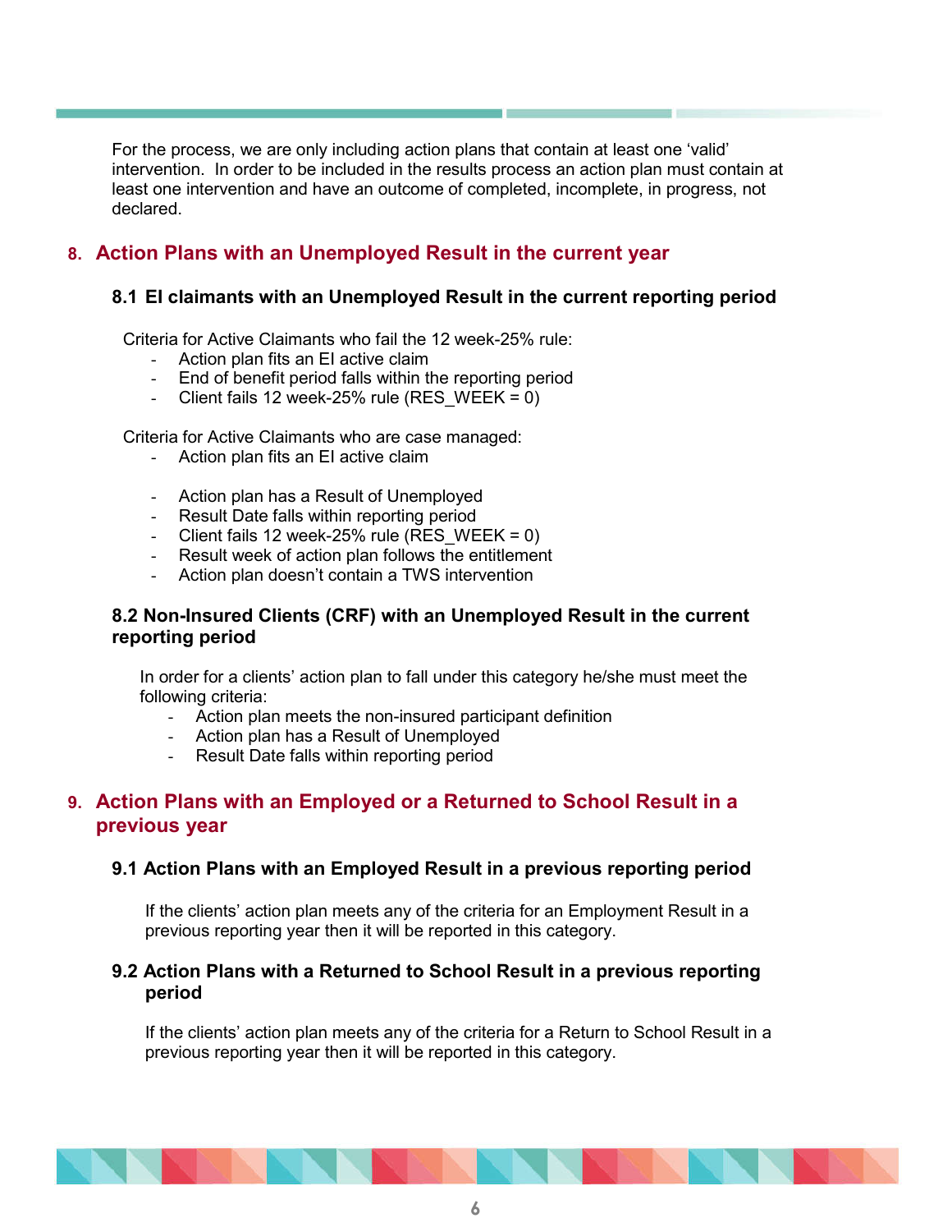For the process, we are only including action plans that contain at least one 'valid' intervention. In order to be included in the results process an action plan must contain at least one intervention and have an outcome of completed, incomplete, in progress, not declared.

## 8. Action Plans with an Unemployed Result in the current year

### 8.1 EI claimants with an Unemployed Result in the current reporting period

Criteria for Active Claimants who fail the 12 week-25% rule:

- Action plan fits an EI active claim
- End of benefit period falls within the reporting period
- Client fails 12 week-25% rule (RES_WEEK = 0)

Criteria for Active Claimants who are case managed:

- Action plan fits an EI active claim
- Action plan has a Result of Unemployed
- Result Date falls within reporting period
- Client fails 12 week-25% rule (RES_WEEK = 0)
- Result week of action plan follows the entitlement
- Action plan doesn't contain a TWS intervention

### 8.2 Non-Insured Clients (CRF) with an Unemployed Result in the current reporting period

In order for a clients' action plan to fall under this category he/she must meet the following criteria:

- Action plan meets the non-insured participant definition
- Action plan has a Result of Unemployed
- Result Date falls within reporting period

## 9. Action Plans with an Employed or a Returned to School Result in a previous year

### 9.1 Action Plans with an Employed Result in a previous reporting period

If the clients' action plan meets any of the criteria for an Employment Result in a previous reporting year then it will be reported in this category.

### 9.2 Action Plans with a Returned to School Result in a previous reporting period

If the clients' action plan meets any of the criteria for a Return to School Result in a previous reporting year then it will be reported in this category.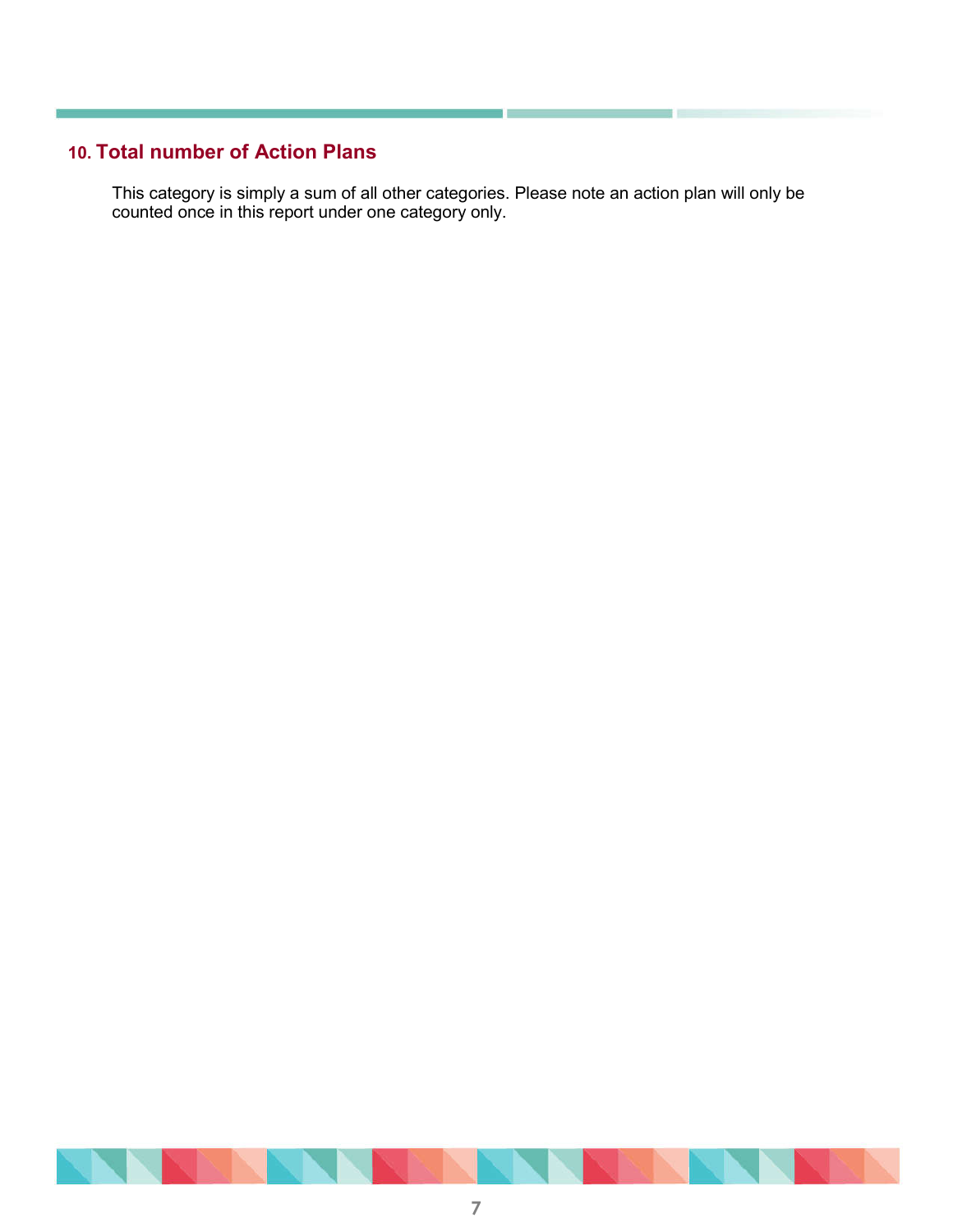## 10. Total number of Action Plans

This category is simply a sum of all other categories. Please note an action plan will only be counted once in this report under one category only.